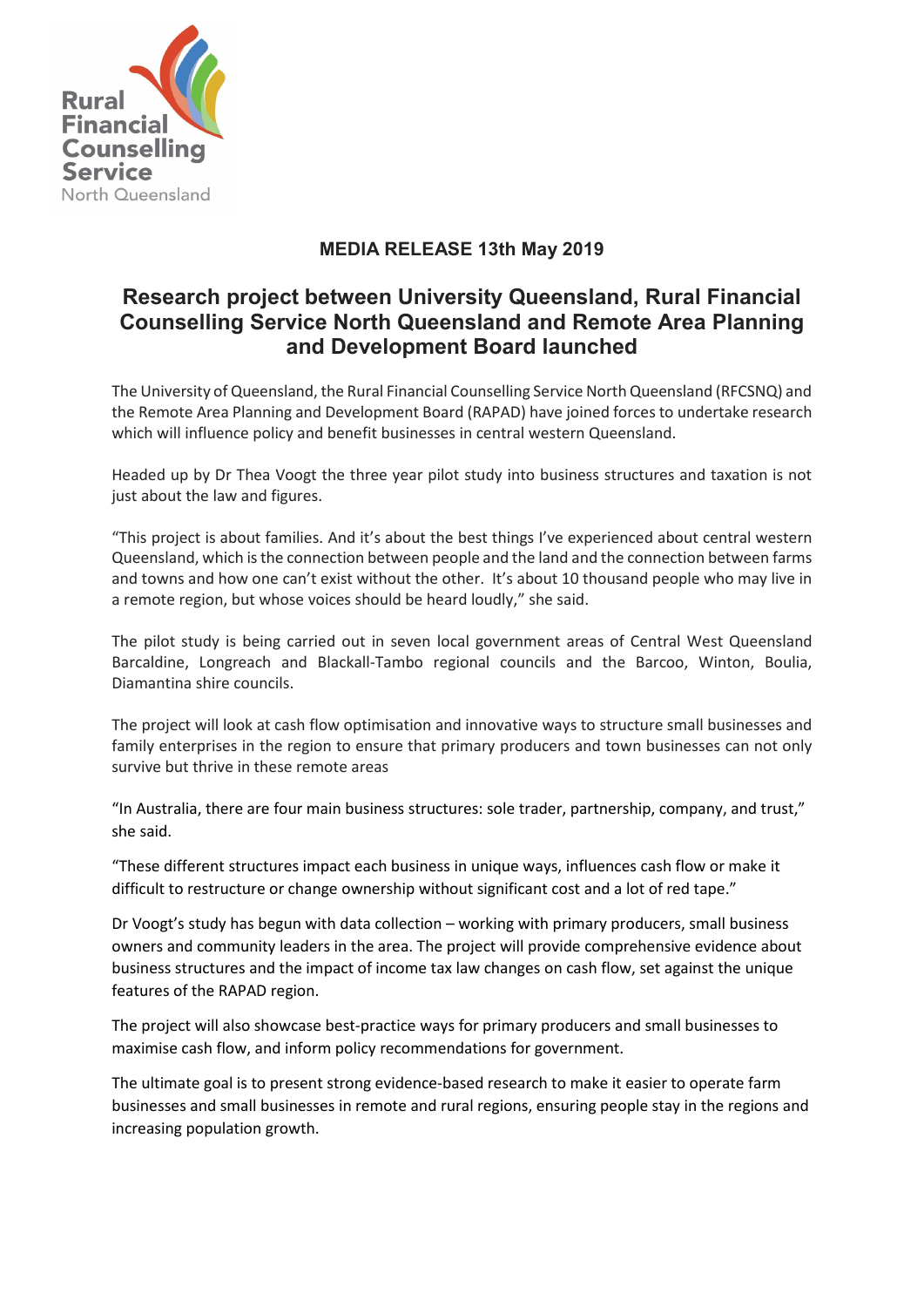Rural Financial Counselling Service North Queensland

**MEDIA RELEASE 13th May 2019**

# Research project between University Queensland, Rural Financial Counselling Service North Queensland and Remote Area Planning and Development Board launched

The University of Queensland, the Rural Financial Counselling Service North Queensland (RFCSNQ) and the Remote Area Planning and Development Board (RAPAD) have joined forces to undertake research which will influence policy and benefit businesses in central western Queensland.

Headed up by Dr Thea Voogt the three year pilot study into business structures and taxation is not just about the law and figures.

"This project is about families. And it's about the best things I've experienced about central western Queensland, which is the connection between people and the land and the connection between farms and towns and how one can't exist without the other. It's about 10 thousand people who may live in a remote region, but whose voices should be heard loudly," she said.

The pilot study is being carried out in seven local government areas of Central West Queensland Barcaldine, Longreach and Blackall-Tambo regional councils and the Barcoo, Winton, Boulia, Diamantina shire councils.

The project will look at cash flow optimisation and innovative ways to structure small businesses and family enterprises in the region to ensure that primary producers and town businesses can not only survive but thrive in these remote areas

"In Australia, there are four main business structures: sole trader, partnership, company, and trust," she said.

"These different structures impact each business in unique ways, influences cash flow or make it difficult to restructure or change ownership without significant cost and a lot of red tape."

Dr Voogt's study has begun with data collection – working with primary producers, small business owners and community leaders in the area. The project will provide comprehensive evidence about business structures and the impact of income tax law changes on cash flow, set against the unique features of the RAPAD region.

The project will also showcase best-practice ways for primary producers and small businesses to maximise cash flow, and inform policy recommendations for government.

The ultimate goal is to present strong evidence-based research to make it easier to operate farm businesses and small businesses in remote and rural regions, ensuring people stay in the regions and increasing population growth.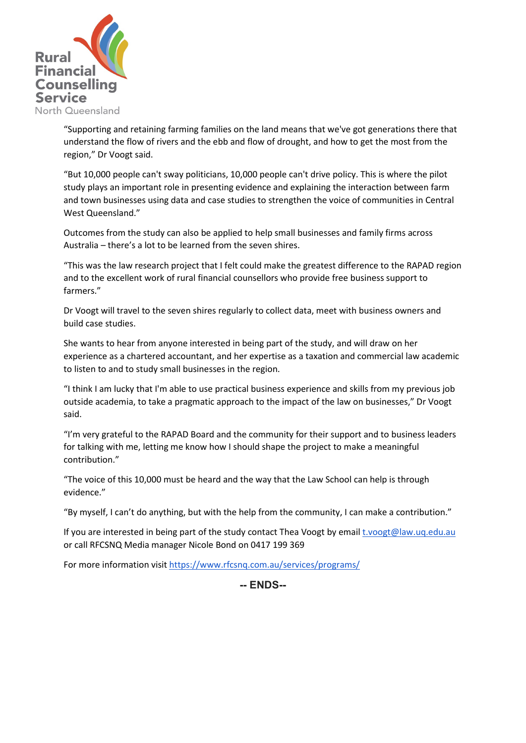"Supporting and retaining farming families on the land means that we've got generations there that understand the flow of rivers and the ebb and flow of drought, and how to get the most from the region," Dr Voogt said.

"But 10,000 people can't sway politicians, 10,000 people can't drive policy. This is where the pilot study plays an important role in presenting evidence and explaining the interaction between farm and town businesses using data and case studies to strengthen the voice of communities in Central West Queensland."

Outcomes from the study can also be applied to help small businesses and family firms across Australia – there's a lot to be learned from the seven shires.

"This was the law research project that I felt could make the greatest difference to the RAPAD region and to the excellent work of rural financial counsellors who provide free business support to farmers."

Dr Voogt will travel to the seven shires regularly to collect data, meet with business owners and build case studies.

She wants to hear from anyone interested in being part of the study, and will draw on her experience as a chartered accountant, and her expertise as a taxation and commercial law academic to listen to and to study small businesses in the region.

"I think I am lucky that I'm able to use practical business experience and skills from my previous job outside academia, to take a pragmatic approach to the impact of the law on businesses," Dr Voogt said.

"I'm very grateful to the RAPAD Board and the community for their support and to business leaders for talking with me, letting me know how I should shape the project to make a meaningful contribution."

"The voice of this 10,000 must be heard and the way that the Law School can help is through evidence."

"By myself, I can't do anything, but with the help from the community, I can make a contribution."

If you are interested in being part of the study contact Thea Voogt by email [t.voogt@law.uq.edu.au](mailto:t.voogt@law.uq.edu.au) or call RFCSNQ Media manager Nicole Bond on 0417 199 369

For more information visit [https://www.rfcsnq.com.au/services/programs/](https://www.rfcsnq.com.au/services/programs/)

**-- ENDS--**